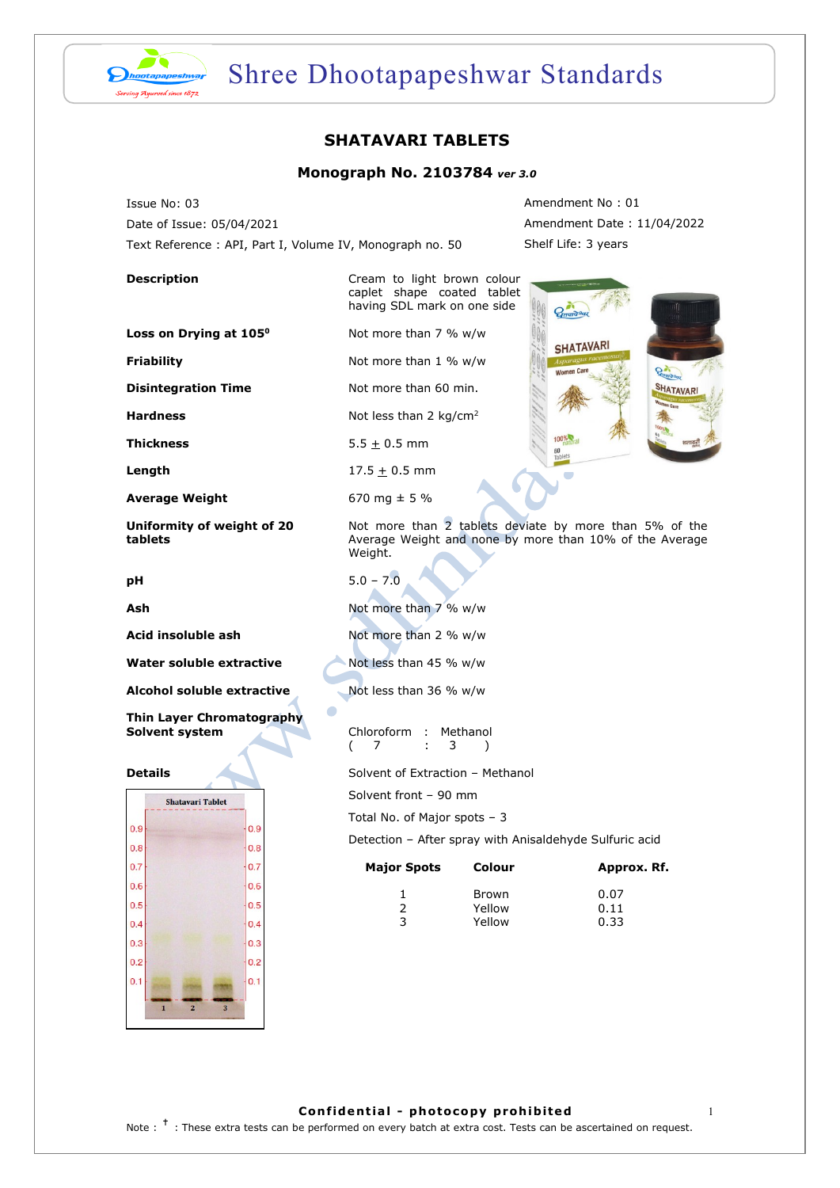# SHATAVARI TABLETS

## Monograph No. 2103784 *ver 3.0*

Issue No: 03
Date of Issue: 05/04/2021
Text Reference : API, Part I, Volume IV, Monograph no. 50

Amendment No : 01
Amendment Date : 11/04/2022
Shelf Life: 3 years

| | |
|---|---|
| **Description** | Cream to light brown colour caplet shape coated tablet having SDL mark on one side |
| **Loss on Drying at 105⁰** | Not more than 7 % w/w |
| **Friability** | Not more than 1 % w/w |
| **Disintegration Time** | Not more than 60 min. |
| **Hardness** | Not less than 2 kg/cm$^2$ |
| **Thickness** | 5.5 ± 0.5 mm |
| **Length** | 17.5 ± 0.5 mm |
| **Average Weight** | 670 mg ± 5 % |
| **Uniformity of weight of 20 tablets** | Not more than 2 tablets deviate by more than 5% of the Average Weight and none by more than 10% of the Average Weight. |
| **pH** | 5.0 – 7.0 |
| **Ash** | Not more than 7 % w/w |
| **Acid insoluble ash** | Not more than 2 % w/w |
| **Water soluble extractive** | Not less than 45 % w/w |
| **Alcohol soluble extractive** | Not less than 36 % w/w |
| **Thin Layer Chromatography Solvent system** | Chloroform : Methanol ( 7 : 3 ) |

**Details**

Shatavari Tablet

0.9
0.8
0.7
0.6
0.5
0.4
0.3
0.2
0.1

1 2 3

Solvent of Extraction – Methanol

Solvent front – 90 mm

Total No. of Major spots – 3

Detection – After spray with Anisaldehyde Sulfuric acid

| Major Spots | Colour | Approx. Rf. |
|---|---|---|
| 1 | Brown | 0.07 |
| 2 | Yellow | 0.11 |
| 3 | Yellow | 0.33 |

**Confidential - photocopy prohibited**

Note : † : These extra tests can be performed on every batch at extra cost. Tests can be ascertained on request.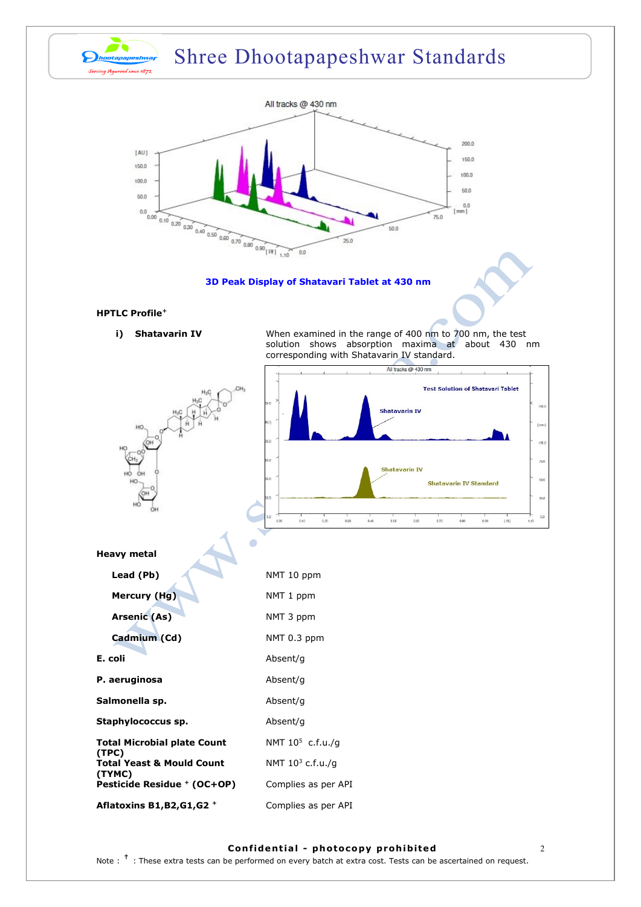All tracks @ 430 nm

[AU]

200.0

150.0

100.0

50.0

0.0

[mm]

0.00 0.10 0.20 0.30 0.40 0.50 0.60 0.70 0.80 0.90 [Rf] 1.10

0.0 25.0 50.0 75.0

**3D Peak Display of Shatavari Tablet at 430 nm**

**HPTLC Profile⁺**

**i) Shatavarin IV**

When examined in the range of 400 nm to 700 nm, the test solution shows absorption maxima at about 430 nm corresponding with Shatavarin IV standard.

All tracks @ 430 nm

Test Solution of Shatavari Tablet

Shatavarin IV

Shatavarin IV

Shatavarin IV Standard

**Heavy metal**

| | |
|---|---|
| **Lead (Pb)** | NMT 10 ppm |
| **Mercury (Hg)** | NMT 1 ppm |
| **Arsenic (As)** | NMT 3 ppm |
| **Cadmium (Cd)** | NMT 0.3 ppm |
| **E. coli** | Absent/g |
| **P. aeruginosa** | Absent/g |
| **Salmonella sp.** | Absent/g |
| **Staphylococcus sp.** | Absent/g |
| **Total Microbial plate Count (TPC)** | NMT $10^5$ c.f.u./g |
| **Total Yeast & Mould Count (TYMC)** | NMT $10^3$ c.f.u./g |
| **Pesticide Residue ⁺ (OC+OP)** | Complies as per API |
| **Aflatoxins B1,B2,G1,G2 ⁺** | Complies as per API |

**Confidential - photocopy prohibited**

Note : ⁺ : These extra tests can be performed on every batch at extra cost. Tests can be ascertained on request.